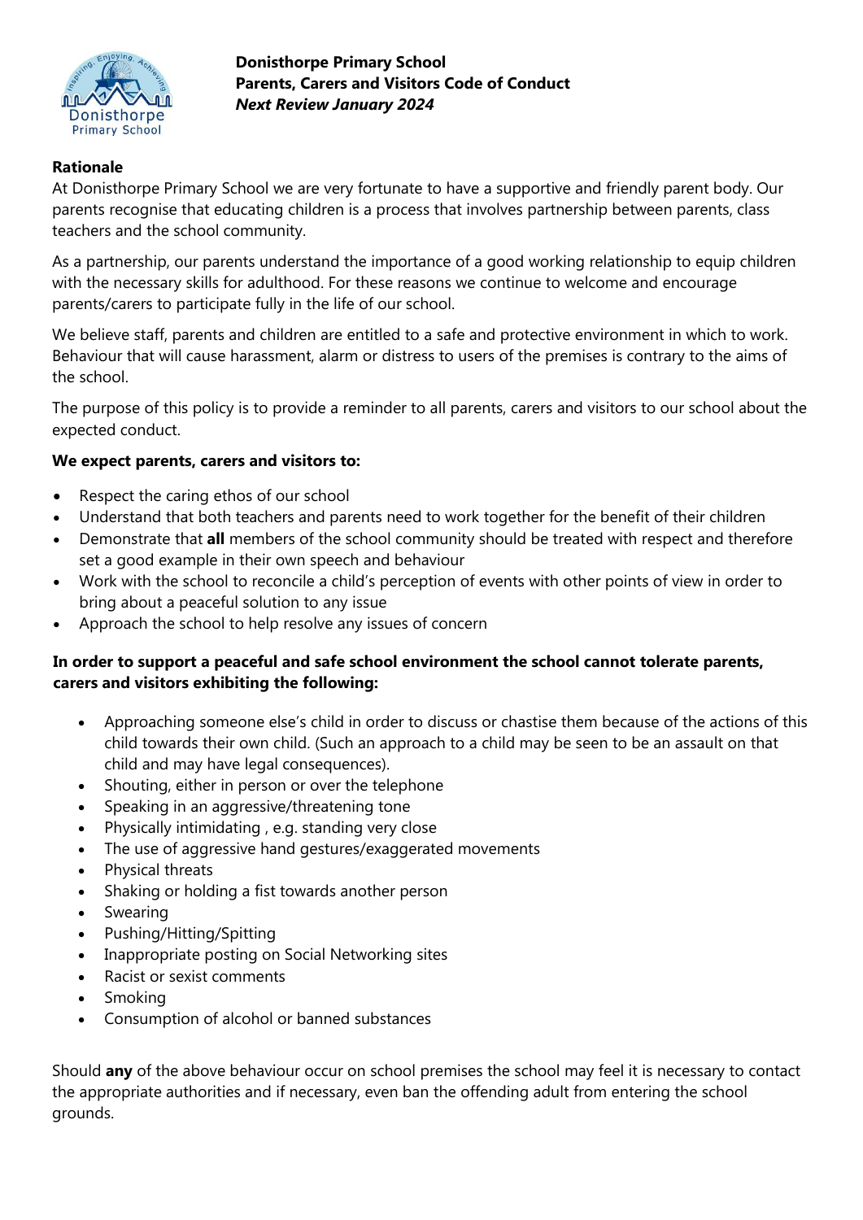**Donisthorpe Primary School**
**Parents, Carers and Visitors Code of Conduct**
***Next Review January 2024***

**Rationale**

At Donisthorpe Primary School we are very fortunate to have a supportive and friendly parent body. Our parents recognise that educating children is a process that involves partnership between parents, class teachers and the school community.

As a partnership, our parents understand the importance of a good working relationship to equip children with the necessary skills for adulthood. For these reasons we continue to welcome and encourage parents/carers to participate fully in the life of our school.

We believe staff, parents and children are entitled to a safe and protective environment in which to work. Behaviour that will cause harassment, alarm or distress to users of the premises is contrary to the aims of the school.

The purpose of this policy is to provide a reminder to all parents, carers and visitors to our school about the expected conduct.

**We expect parents, carers and visitors to:**

- Respect the caring ethos of our school
- Understand that both teachers and parents need to work together for the benefit of their children
- Demonstrate that **all** members of the school community should be treated with respect and therefore set a good example in their own speech and behaviour
- Work with the school to reconcile a child's perception of events with other points of view in order to bring about a peaceful solution to any issue
- Approach the school to help resolve any issues of concern

**In order to support a peaceful and safe school environment the school cannot tolerate parents, carers and visitors exhibiting the following:**

- Approaching someone else's child in order to discuss or chastise them because of the actions of this child towards their own child. (Such an approach to a child may be seen to be an assault on that child and may have legal consequences).
- Shouting, either in person or over the telephone
- Speaking in an aggressive/threatening tone
- Physically intimidating , e.g. standing very close
- The use of aggressive hand gestures/exaggerated movements
- Physical threats
- Shaking or holding a fist towards another person
- Swearing
- Pushing/Hitting/Spitting
- Inappropriate posting on Social Networking sites
- Racist or sexist comments
- Smoking
- Consumption of alcohol or banned substances

Should **any** of the above behaviour occur on school premises the school may feel it is necessary to contact the appropriate authorities and if necessary, even ban the offending adult from entering the school grounds.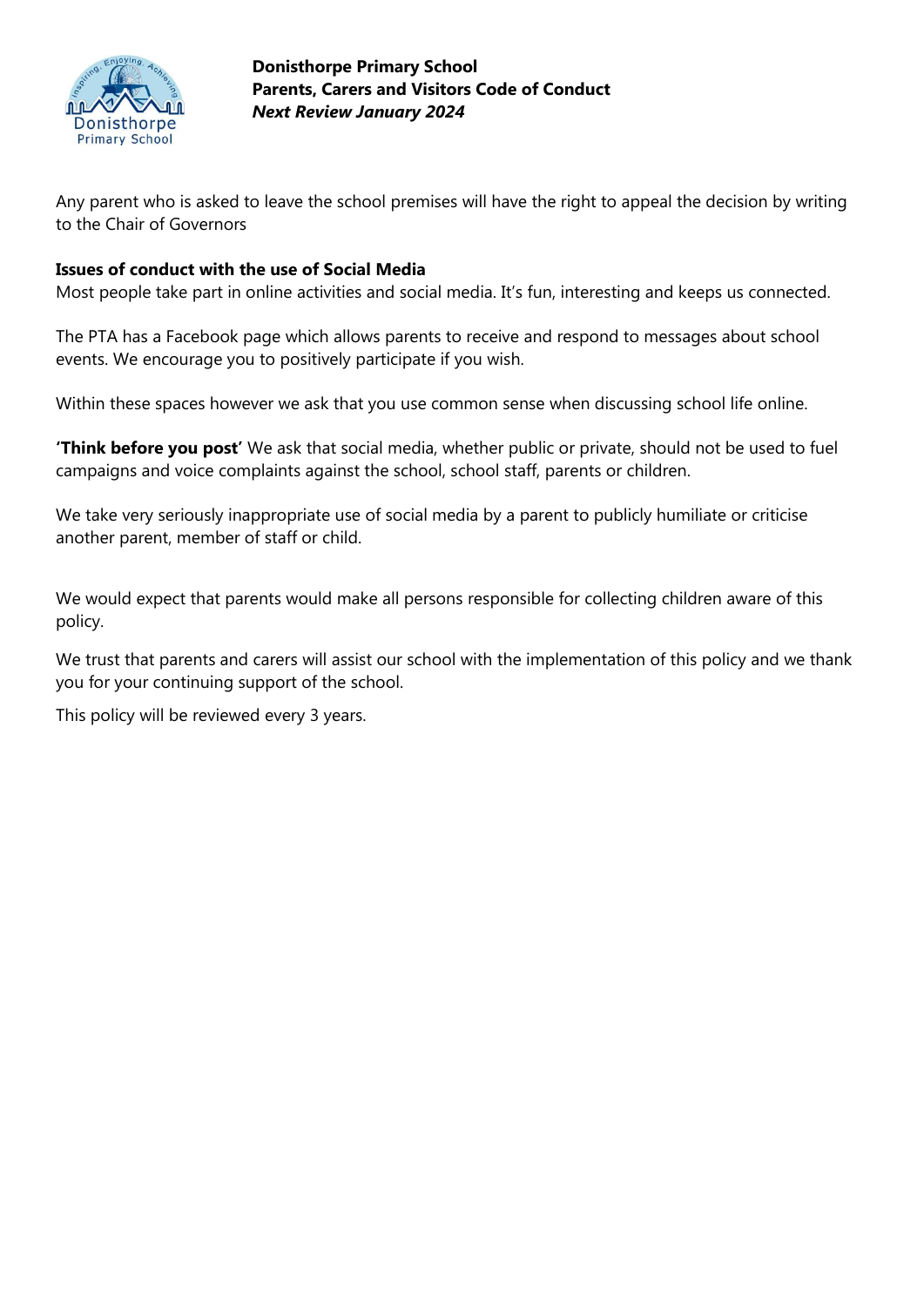Any parent who is asked to leave the school premises will have the right to appeal the decision by writing to the Chair of Governors

**Issues of conduct with the use of Social Media**

Most people take part in online activities and social media. It's fun, interesting and keeps us connected.

The PTA has a Facebook page which allows parents to receive and respond to messages about school events. We encourage you to positively participate if you wish.

Within these spaces however we ask that you use common sense when discussing school life online.

**'Think before you post'** We ask that social media, whether public or private, should not be used to fuel campaigns and voice complaints against the school, school staff, parents or children.

We take very seriously inappropriate use of social media by a parent to publicly humiliate or criticise another parent, member of staff or child.

We would expect that parents would make all persons responsible for collecting children aware of this policy.

We trust that parents and carers will assist our school with the implementation of this policy and we thank you for your continuing support of the school.

This policy will be reviewed every 3 years.